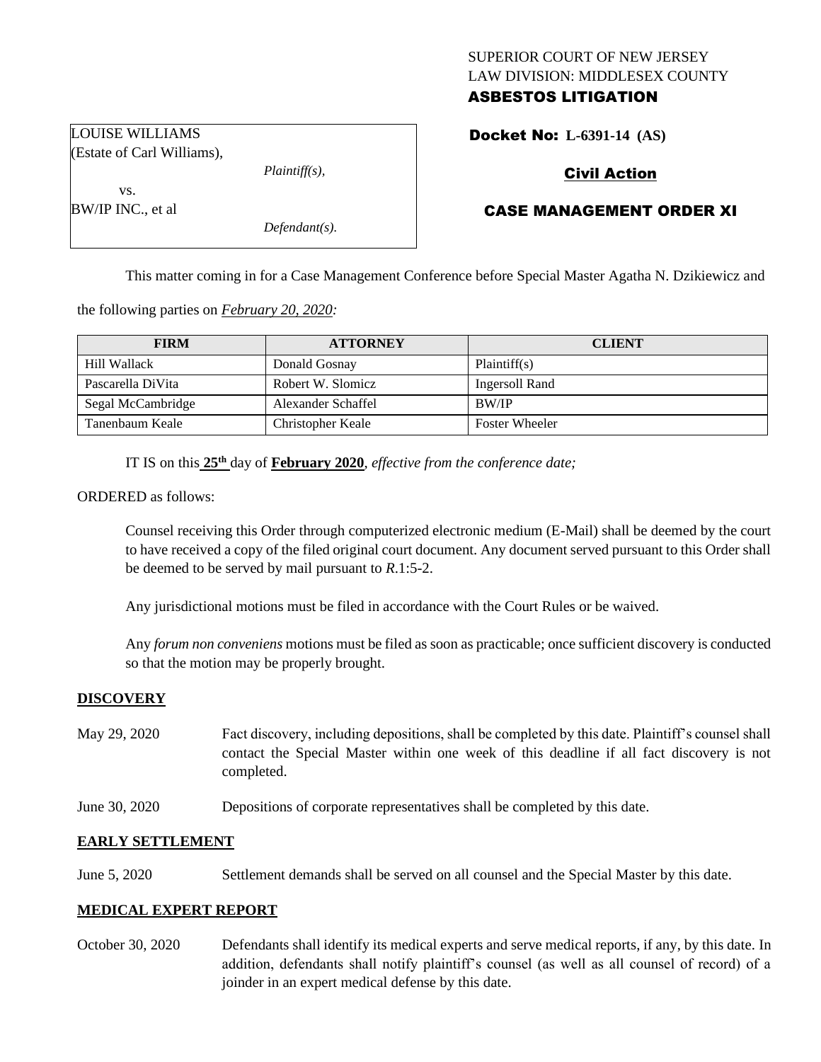SUPERIOR COURT OF NEW JERSEY
LAW DIVISION: MIDDLESEX COUNTY
**ASBESTOS LITIGATION**

LOUISE WILLIAMS
(Estate of Carl Williams),
*Plaintiff(s),*
vs.
BW/IP INC., et al
*Defendant(s).*

**Docket No: L-6391-14 (AS)**

**Civil Action**

**CASE MANAGEMENT ORDER XI**

This matter coming in for a Case Management Conference before Special Master Agatha N. Dzikiewicz and the following parties on ***February 20, 2020:***

| FIRM | ATTORNEY | CLIENT |
| --- | --- | --- |
| Hill Wallack | Donald Gosnay | Plaintiff(s) |
| Pascarella DiVita | Robert W. Slomicz | Ingersoll Rand |
| Segal McCambridge | Alexander Schaffel | BW/IP |
| Tanenbaum Keale | Christopher Keale | Foster Wheeler |

IT IS on this **25th** day of **February 2020**, *effective from the conference date;*

ORDERED as follows:

Counsel receiving this Order through computerized electronic medium (E-Mail) shall be deemed by the court to have received a copy of the filed original court document. Any document served pursuant to this Order shall be deemed to be served by mail pursuant to *R*.1:5-2.

Any jurisdictional motions must be filed in accordance with the Court Rules or be waived.

Any *forum non conveniens* motions must be filed as soon as practicable; once sufficient discovery is conducted so that the motion may be properly brought.

**DISCOVERY**

May 29, 2020 — Fact discovery, including depositions, shall be completed by this date. Plaintiff's counsel shall contact the Special Master within one week of this deadline if all fact discovery is not completed.

June 30, 2020 — Depositions of corporate representatives shall be completed by this date.

**EARLY SETTLEMENT**

June 5, 2020 — Settlement demands shall be served on all counsel and the Special Master by this date.

**MEDICAL EXPERT REPORT**

October 30, 2020 — Defendants shall identify its medical experts and serve medical reports, if any, by this date. In addition, defendants shall notify plaintiff's counsel (as well as all counsel of record) of a joinder in an expert medical defense by this date.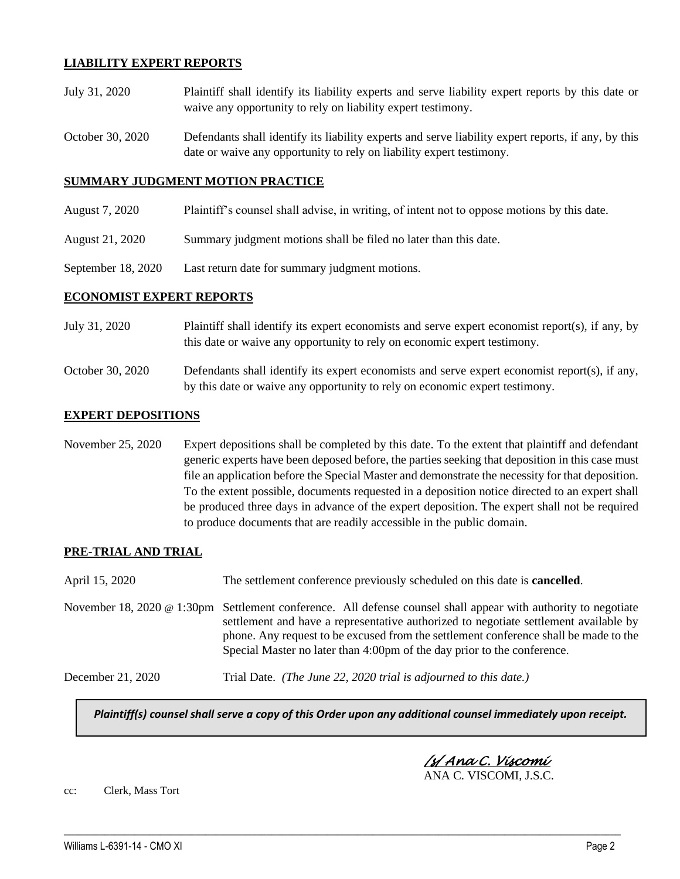**LIABILITY EXPERT REPORTS**

| | |
|---|---|
| July 31, 2020 | Plaintiff shall identify its liability experts and serve liability expert reports by this date or waive any opportunity to rely on liability expert testimony. |
| October 30, 2020 | Defendants shall identify its liability experts and serve liability expert reports, if any, by this date or waive any opportunity to rely on liability expert testimony. |

**SUMMARY JUDGMENT MOTION PRACTICE**

| | |
|---|---|
| August 7, 2020 | Plaintiff's counsel shall advise, in writing, of intent not to oppose motions by this date. |
| August 21, 2020 | Summary judgment motions shall be filed no later than this date. |
| September 18, 2020 | Last return date for summary judgment motions. |

**ECONOMIST EXPERT REPORTS**

| | |
|---|---|
| July 31, 2020 | Plaintiff shall identify its expert economists and serve expert economist report(s), if any, by this date or waive any opportunity to rely on economic expert testimony. |
| October 30, 2020 | Defendants shall identify its expert economists and serve expert economist report(s), if any, by this date or waive any opportunity to rely on economic expert testimony. |

**EXPERT DEPOSITIONS**

| | |
|---|---|
| November 25, 2020 | Expert depositions shall be completed by this date. To the extent that plaintiff and defendant generic experts have been deposed before, the parties seeking that deposition in this case must file an application before the Special Master and demonstrate the necessity for that deposition. To the extent possible, documents requested in a deposition notice directed to an expert shall be produced three days in advance of the expert deposition. The expert shall not be required to produce documents that are readily accessible in the public domain. |

**PRE-TRIAL AND TRIAL**

| | |
|---|---|
| April 15, 2020 | The settlement conference previously scheduled on this date is **cancelled**. |
| November 18, 2020 @ 1:30pm | Settlement conference. All defense counsel shall appear with authority to negotiate settlement and have a representative authorized to negotiate settlement available by phone. Any request to be excused from the settlement conference shall be made to the Special Master no later than 4:00pm of the day prior to the conference. |
| December 21, 2020 | Trial Date. *(The June 22, 2020 trial is adjourned to this date.)* |

***Plaintiff(s) counsel shall serve a copy of this Order upon any additional counsel immediately upon receipt.***

*/s/ Ana C. Viscomi*

ANA C. VISCOMI, J.S.C.

cc: Clerk, Mass Tort

Williams L-6391-14 - CMO XI